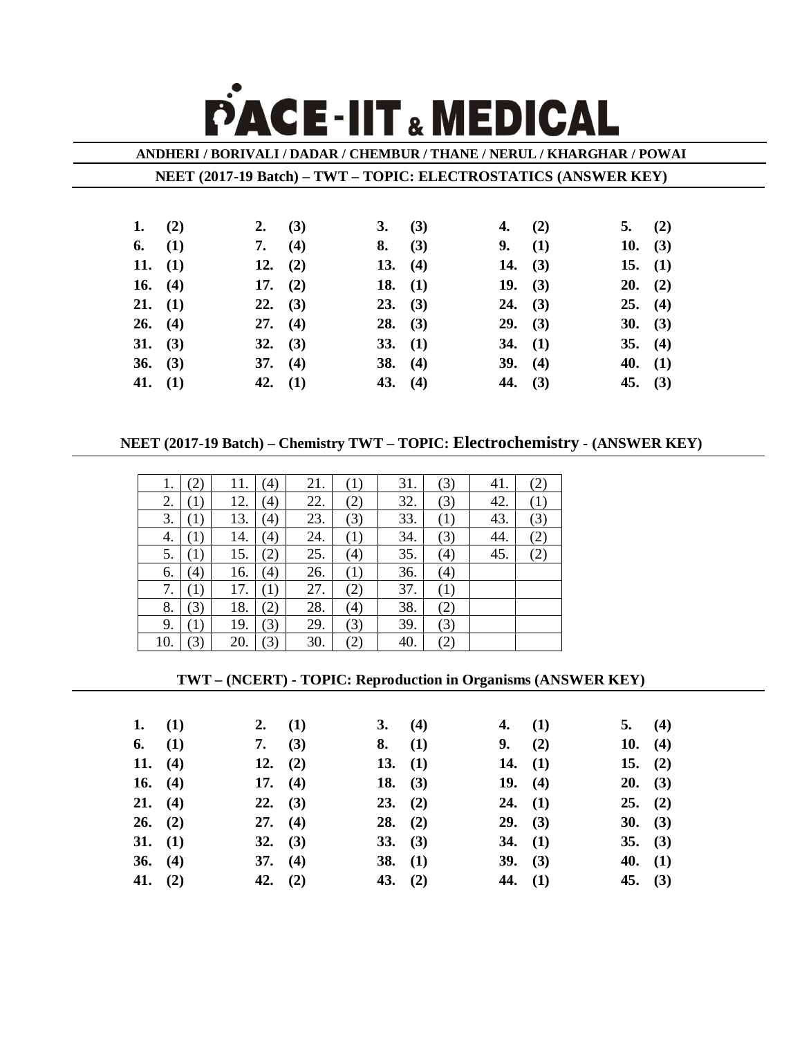# PACE-IIT & MEDICAL

**ANDHERI / BORIVALI / DADAR / CHEMBUR / THANE / NERUL / KHARGHAR / POWAI**

## NEET (2017-19 Batch) – TWT – TOPIC: ELECTROSTATICS (ANSWER KEY)

| | | | | | | | | | |
|---|---|---|---|---|---|---|---|---|---|
| **1.** | **(2)** | **2.** | **(3)** | **3.** | **(3)** | **4.** | **(2)** | **5.** | **(2)** |
| **6.** | **(1)** | **7.** | **(4)** | **8.** | **(3)** | **9.** | **(1)** | **10.** | **(3)** |
| **11.** | **(1)** | **12.** | **(2)** | **13.** | **(4)** | **14.** | **(3)** | **15.** | **(1)** |
| **16.** | **(4)** | **17.** | **(2)** | **18.** | **(1)** | **19.** | **(3)** | **20.** | **(2)** |
| **21.** | **(1)** | **22.** | **(3)** | **23.** | **(3)** | **24.** | **(3)** | **25.** | **(4)** |
| **26.** | **(4)** | **27.** | **(4)** | **28.** | **(3)** | **29.** | **(3)** | **30.** | **(3)** |
| **31.** | **(3)** | **32.** | **(3)** | **33.** | **(1)** | **34.** | **(1)** | **35.** | **(4)** |
| **36.** | **(3)** | **37.** | **(4)** | **38.** | **(4)** | **39.** | **(4)** | **40.** | **(1)** |
| **41.** | **(1)** | **42.** | **(1)** | **43.** | **(4)** | **44.** | **(3)** | **45.** | **(3)** |

## NEET (2017-19 Batch) – Chemistry TWT – TOPIC: Electrochemistry - (ANSWER KEY)

| | | | | | | | | | |
|---|---|---|---|---|---|---|---|---|---|
| 1. | (2) | 11. | (4) | 21. | (1) | 31. | (3) | 41. | (2) |
| 2. | (1) | 12. | (4) | 22. | (2) | 32. | (3) | 42. | (1) |
| 3. | (1) | 13. | (4) | 23. | (3) | 33. | (1) | 43. | (3) |
| 4. | (1) | 14. | (4) | 24. | (1) | 34. | (3) | 44. | (2) |
| 5. | (1) | 15. | (2) | 25. | (4) | 35. | (4) | 45. | (2) |
| 6. | (4) | 16. | (4) | 26. | (1) | 36. | (4) | | |
| 7. | (1) | 17. | (1) | 27. | (2) | 37. | (1) | | |
| 8. | (3) | 18. | (2) | 28. | (4) | 38. | (2) | | |
| 9. | (1) | 19. | (3) | 29. | (3) | 39. | (3) | | |
| 10. | (3) | 20. | (3) | 30. | (2) | 40. | (2) | | |

## TWT – (NCERT) - TOPIC: Reproduction in Organisms (ANSWER KEY)

| | | | | | | | | | |
|---|---|---|---|---|---|---|---|---|---|
| **1.** | **(1)** | **2.** | **(1)** | **3.** | **(4)** | **4.** | **(1)** | **5.** | **(4)** |
| **6.** | **(1)** | **7.** | **(3)** | **8.** | **(1)** | **9.** | **(2)** | **10.** | **(4)** |
| **11.** | **(4)** | **12.** | **(2)** | **13.** | **(1)** | **14.** | **(1)** | **15.** | **(2)** |
| **16.** | **(4)** | **17.** | **(4)** | **18.** | **(3)** | **19.** | **(4)** | **20.** | **(3)** |
| **21.** | **(4)** | **22.** | **(3)** | **23.** | **(2)** | **24.** | **(1)** | **25.** | **(2)** |
| **26.** | **(2)** | **27.** | **(4)** | **28.** | **(2)** | **29.** | **(3)** | **30.** | **(3)** |
| **31.** | **(1)** | **32.** | **(3)** | **33.** | **(3)** | **34.** | **(1)** | **35.** | **(3)** |
| **36.** | **(4)** | **37.** | **(4)** | **38.** | **(1)** | **39.** | **(3)** | **40.** | **(1)** |
| **41.** | **(2)** | **42.** | **(2)** | **43.** | **(2)** | **44.** | **(1)** | **45.** | **(3)** |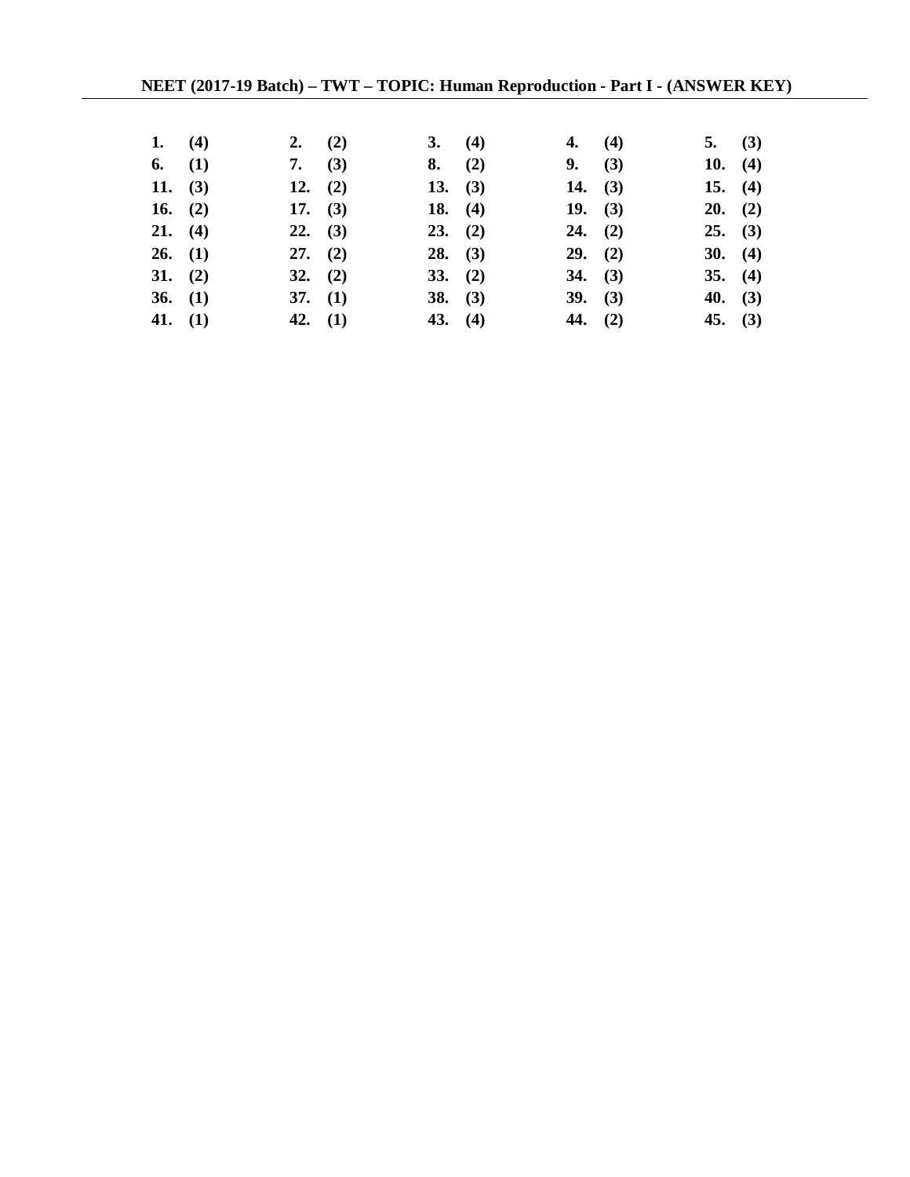**NEET (2017-19 Batch) – TWT – TOPIC: Human Reproduction - Part I - (ANSWER KEY)**

| | | | | |
|---|---|---|---|---|
| **1. (4)** | **2. (2)** | **3. (4)** | **4. (4)** | **5. (3)** |
| **6. (1)** | **7. (3)** | **8. (2)** | **9. (3)** | **10. (4)** |
| **11. (3)** | **12. (2)** | **13. (3)** | **14. (3)** | **15. (4)** |
| **16. (2)** | **17. (3)** | **18. (4)** | **19. (3)** | **20. (2)** |
| **21. (4)** | **22. (3)** | **23. (2)** | **24. (2)** | **25. (3)** |
| **26. (1)** | **27. (2)** | **28. (3)** | **29. (2)** | **30. (4)** |
| **31. (2)** | **32. (2)** | **33. (2)** | **34. (3)** | **35. (4)** |
| **36. (1)** | **37. (1)** | **38. (3)** | **39. (3)** | **40. (3)** |
| **41. (1)** | **42. (1)** | **43. (4)** | **44. (2)** | **45. (3)** |